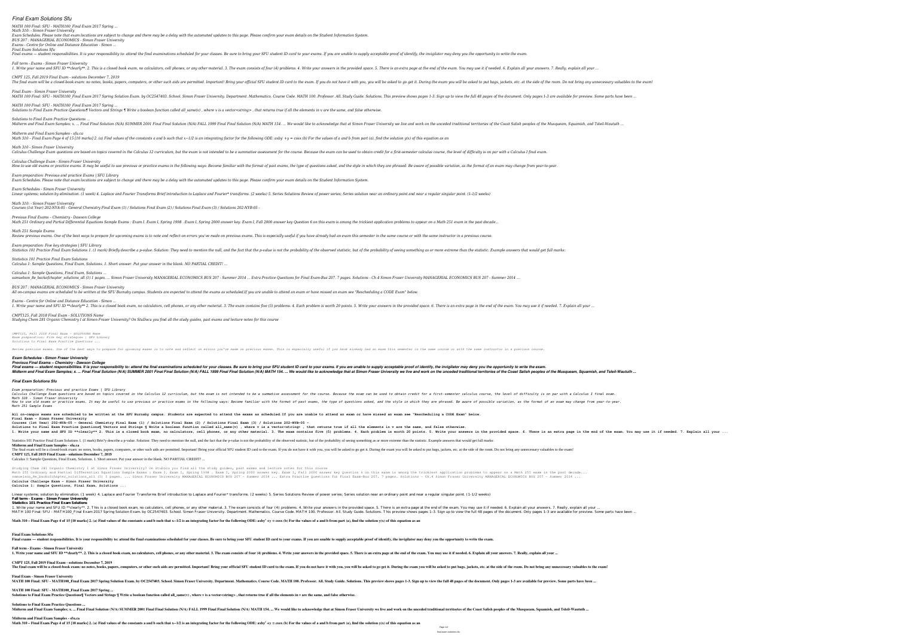# Final Exam Solutions Sfu

*MATH 100 Final: SFU - MATH100_Final Exam 2017 Spring ...*
*Math 310: - Simon Fraser University*
*Exam Schedules. Please note that exam locations are subject to change and there may be a delay with the automated updates to this page. Please confirm your exam details on the Student Information System.*
*BUS 207 - MANAGERIAL ECONOMICS - Simon Fraser University*
*Exams - Centre for Online and Distance Education - Simon ...*
*Final Exam Solutions Sfu*

Final exams — student responsibilities. It is your responsibility to: attend the final examinations scheduled for your classes. Be sure to bring your SFU student ID card to your exams. If you are unable to supply acceptable proof of identify, the invigilator may deny you the opportunity to write the exam.

*Fall term - Exams - Simon Fraser University*
1. Write your name and SFU ID **clearly**. 2. This is a closed book exam, no calculators, cell phones, or any other material. 3. The exam consists of four (4) problems. 4. Write your answers in the provided space. 5. There is an extra page at the end of the exam. You may use it if needed. 6. Explain all your answers. 7. Really, explain all your ...

*CMPT 125, Fall 2019 Final Exam - solutions December 7, 2019*
The final exam will be a closed-book exam: no notes, books, papers, computers, or other such aids are permitted. Important! Bring your official SFU student ID card to the exam. If you do not have it with you, you will be asked to go get it. During the exam you will be asked to put bags, jackets, etc. at the side of the room. Do not bring any unnecessary valuables to the exam!

*Final Exam - Simon Fraser University*
MATH 100 Final: SFU - MATH100_Final Exam 2017 Spring Solution Exam. by OC2547403. School. Simon Fraser University. Department. Mathematics. Course Code. MATH 100. Professor. All. Study Guide. Solutions. This preview shows pages 1-3. Sign up to view the full 48 pages of the document. Only pages 1-3 are available for preview. Some parts have been ...

*MATH 100 Final: SFU - MATH100_Final Exam 2017 Spring ...*
Solutions to Final Exam Practice Questions¶ Vectors and Strings ¶ Write a boolean function called all_same(v) , where v is a vector<string> , that returns true if all the elements in v are the same, and false otherwise.

*Solutions to Final Exam Practice Questions ...*
Midterm and Final Exam Samples; x. ... Final Final Solution (N/A) SUMMER 2001 Final Final Solution (N/A) FALL 1999 Final Final Solution (N/A) MATH 154. ... We would like to acknowledge that at Simon Fraser University we live and work on the unceded traditional territories of the Coast Salish peoples of the Musqueam, Squamish, and Tsleil-Waututh ...

*Midterm and Final Exam Samples - sfu.ca*
Math 310 – Final Exam Page 4 of 15 [10 marks] 2. (a) Find values of the constants a and b such that x−1/2 is an integrating factor for the following ODE: axby' +y = cosx (b) For the values of a and b from part (a), find the solution y(x) of this equation as an

*Math 310 - Simon Fraser University*
Calculus Challenge Exam questions are based on topics covered in the Calculus 12 curriculum, but the exam is not intended to be a summative assessment for the course. Because the exam can be used to obtain credit for a first-semester calculus course, the level of difficulty is on par with a Calculus I final exam.

*Calculus Challenge Exam - Simon Fraser University*
How to use old exams or practice exams. It may be useful to use previous or practice exams in the following ways: Become familiar with the format of past exams, the type of questions asked, and the style in which they are phrased. Be aware of possible variation, as the format of an exam may change from year-to-year.

*Exam preparation: Previous and practice Exams | SFU Library*
Exam Schedules. Please note that exam locations are subject to change and there may be a delay with the automated updates to this page. Please confirm your exam details on the Student Information System.

*Exam Schedules - Simon Fraser University*
Linear systems; solution by elimination. (1 week) 4. Laplace and Fourier Transforms Brief introduction to Laplace and Fourier* transforms. (2 weeks) 5. Series Solutions Review of power series; Series solution near an ordinary point and near a regular singular point. (1-1/2 weeks)

*Math 310: - Simon Fraser University*
Courses (1st Year) 202-NYA-05 - General Chemistry Final Exam (1) / Solutions Final Exam (2) / Solutions Final Exam (3) / Solutions 202-NYB-05 -

*Previous Final Exams – Chemistry - Dawson College*
Math 251 Ordinary and Partial Differential Equations Sample Exams : Exam I. Exam I, Spring 1998 . Exam I, Spring 2000 answer key. Exam I, Fall 2000 answer key Question 6 on this exam is among the trickiest application problems to appear on a Math 251 exam in the past decade...

*Math 251 Sample Exams*
Review previous exams. One of the best ways to prepare for upcoming exams is to note and reflect on errors you've made on previous exams. This is especially useful if you have already had an exam this semester in the same course or with the same instructor in a previous course.

*Exam preparation: Five key strategies | SFU Library*
Statistics 101 Practice Final Exam Solutions 1. (1 mark) Briefly describe a p-value. Solution: They need to mention the null, and the fact that the p-value is not the probability of the observed statistic, but of the probability of seeing something as or more extreme than the statistic. Example answers that would get full marks:

*Statistics 101 Practice Final Exam Solutions*
Calculus 1: Sample Questions, Final Exam, Solutions. 1. Short answer. Put your answer in the blank. NO PARTIAL CREDIT! ...

*Calculus 1: Sample Questions, Final Exam, Solutions ...*
samuelson_8e_backofchapter_solutions_all (1) 1 pages. ... Simon Fraser University MANAGERIAL ECONOMICS BUS 207 - Summer 2014 ... Extra Practice Questions for Final Exam-Bus 207. 7 pages. Solutions - Ch.4 Simon Fraser University MANAGERIAL ECONOMICS BUS 207 - Summer 2014 ...

*BUS 207 - MANAGERIAL ECONOMICS - Simon Fraser University*
All on-campus exams are scheduled to be written at the SFU Burnaby campus. Students are expected to attend the exams as scheduled.If you are unable to attend an exam or have missed an exam see "Rescheduling a CODE Exam" below.

*Exams - Centre for Online and Distance Education - Simon ...*
1. Write your name and SFU ID **clearly** 2. This is a closed book exam, no calculators, cell phones, or any other material. 3. The exam contains five (5) problems. 4. Each problem is worth 20 points. 5. Write your answers in the provided space. 6. There is an extra page in the end of the exam. You may use it if needed. 7. Explain all your ...

*CMPT125, Fall 2018 Final Exam - SOLUTIONS Name*
Studying Chem 281 Organic Chemistry I at Simon Fraser University? On StuDocu you find all the study guides, past exams and lecture notes for this course

*CMPT125, Fall 2018 Final Exam - SOLUTIONS Name*
*Exam preparation: Five key strategies | SFU Library*
*Solutions to Final Exam Practice Questions ...*

*Review previous exams. One of the best ways to prepare for upcoming exams is to note and reflect on errors you've made on previous exams. This is especially useful if you have already had an exam this semester in the same course or with the same instructor in a previous course.*

***Exam Schedules - Simon Fraser University***
***Previous Final Exams – Chemistry - Dawson College***

***Final exams — student responsibilities. It is your responsibility to: attend the final examinations scheduled for your classes. Be sure to bring your SFU student ID card to your exams. If you are unable to supply acceptable proof of identify, the invigilator may deny you the opportunity to write the exam.***
***Midterm and Final Exam Samples; x. ... Final Final Solution (N/A) SUMMER 2001 Final Final Solution (N/A) FALL 1999 Final Final Solution (N/A) MATH 154. ... We would like to acknowledge that at Simon Fraser University we live and work on the unceded traditional territories of the Coast Salish peoples of the Musqueam, Squamish, and Tsleil-Waututh ...***

***Final Exam Solutions Sfu***

*Exam preparation: Previous and practice Exams | SFU Library*
*Calculus Challenge Exam questions are based on topics covered in the Calculus 12 curriculum, but the exam is not intended to be a summative assessment for the course. Because the exam can be used to obtain credit for a first-semester calculus course, the level of difficulty is on par with a Calculus I final exam.*
*Math 310 - Simon Fraser University*
*How to use old exams or practice exams. It may be useful to use previous or practice exams in the following ways: Become familiar with the format of past exams, the type of questions asked, and the style in which they are phrased. Be aware of possible variation, as the format of an exam may change from year-to-year.*
*Math 251 Sample Exams*

**All on-campus exams are scheduled to be written at the SFU Burnaby campus. Students are expected to attend the exams as scheduled.If you are unable to attend an exam or have missed an exam see "Rescheduling a CODE Exam" below.**
**Final Exam - Simon Fraser University**
**Courses (1st Year) 202-NYA-05 - General Chemistry Final Exam (1) / Solutions Final Exam (2) / Solutions Final Exam (3) / Solutions 202-NYB-05 -**
**Solutions to Final Exam Practice Questions¶ Vectors and Strings ¶ Write a boolean function called all_same(v) , where v is a vector<string> , that returns true if all the elements in v are the same, and false otherwise.**
**1. Write your name and SFU ID **clearly** 2. This is a closed book exam, no calculators, cell phones, or any other material. 3. The exam contains five (5) problems. 4. Each problem is worth 20 points. 5. Write your answers in the provided space. 6. There is an extra page in the end of the exam. You may use it if needed. 7. Explain all your ...**

Statistics 101 Practice Final Exam Solutions 1. (1 mark) Briefly describe a p-value. Solution: They need to mention the null, and the fact that the p-value is not the probability of the observed statistic, but of the probability of seeing something as or more extreme than the statistic. Example answers that would get full marks:
**Midterm and Final Exam Samples - sfu.ca**
The final exam will be a closed-book exam: no notes, books, papers, computers, or other such aids are permitted. Important! Bring your official SFU student ID card to the exam. If you do not have it with you, you will be asked to go get it. During the exam you will be asked to put bags, jackets, etc. at the side of the room. Do not bring any unnecessary valuables to the exam!
**CMPT 125, Fall 2019 Final Exam - solutions December 7, 2019**
Calculus 1: Sample Questions, Final Exam, Solutions. 1. Short answer. Put your answer in the blank. NO PARTIAL CREDIT! ...

Studying Chem 281 Organic Chemistry I at Simon Fraser University? On StuDocu you find all the study guides, past exams and lecture notes for this course
Math 251 Ordinary and Partial Differential Equations Sample Exams : Exam I. Exam I, Spring 1998 . Exam I, Spring 2000 answer key. Exam I, Fall 2000 answer key Question 6 on this exam is among the trickiest application problems to appear on a Math 251 exam in the past decade...
samuelson_8e_backofchapter_solutions_all (1) 1 pages. ... Simon Fraser University MANAGERIAL ECONOMICS BUS 207 - Summer 2014 ... Extra Practice Questions for Final Exam-Bus 207. 7 pages. Solutions - Ch.4 Simon Fraser University MANAGERIAL ECONOMICS BUS 207 - Summer 2014 ...
**Calculus Challenge Exam - Simon Fraser University**
**Calculus 1: Sample Questions, Final Exam, Solutions ...**

Linear systems; solution by elimination. (1 week) 4. Laplace and Fourier Transforms Brief introduction to Laplace and Fourier* transforms. (2 weeks) 5. Series Solutions Review of power series; Series solution near an ordinary point and near a regular singular point. (1-1/2 weeks)
**Fall term - Exams - Simon Fraser University**
**Statistics 101 Practice Final Exam Solutions**
1. Write your name and SFU ID **clearly**. 2. This is a closed book exam, no calculators, cell phones, or any other material. 3. The exam consists of four (4) problems. 4. Write your answers in the provided space. 5. There is an extra page at the end of the exam. You may use it if needed. 6. Explain all your answers. 7. Really, explain all your ...
MATH 100 Final: SFU - MATH100_Final Exam 2017 Spring Solution Exam. by OC2547403. School. Simon Fraser University. Department. Mathematics. Course Code. MATH 100. Professor. All. Study Guide. Solutions. This preview shows pages 1-3. Sign up to view the full 48 pages of the document. Only pages 1-3 are available for preview. Some parts have been ...

**Math 310 – Final Exam Page 4 of 15 [10 marks] 2. (a) Find values of the constants a and b such that x−1/2 is an integrating factor for the following ODE: axby' +y = cosx (b) For the values of a and b from part (a), find the solution y(x) of this equation as an**

**Final Exam Solutions Sfu**
Final exams — student responsibilities. It is your responsibility to: attend the final examinations scheduled for your classes. Be sure to bring your SFU student ID card to your exams. If you are unable to supply acceptable proof of identify, the invigilator may deny you the opportunity to write the exam.

**Fall term - Exams - Simon Fraser University**
1. Write your name and SFU ID **clearly**. 2. This is a closed book exam, no calculators, cell phones, or any other material. 3. The exam consists of four (4) problems. 4. Write your answers in the provided space. 5. There is an extra page at the end of the exam. You may use it if needed. 6. Explain all your answers. 7. Really, explain all your ...

**CMPT 125, Fall 2019 Final Exam - solutions December 7, 2019**
The final exam will be a closed-book exam: no notes, books, papers, computers, or other such aids are permitted. Important! Bring your official SFU student ID card to the exam. If you do not have it with you, you will be asked to go get it. During the exam you will be asked to put bags, jackets, etc. at the side of the room. Do not bring any unnecessary valuables to the exam!

**Final Exam - Simon Fraser University**
MATH 100 Final: SFU - MATH100_Final Exam 2017 Spring Solution Exam. by OC2547403. School. Simon Fraser University. Department. Mathematics. Course Code. MATH 100. Professor. All. Study Guide. Solutions. This preview shows pages 1-3. Sign up to view the full 48 pages of the document. Only pages 1-3 are available for preview. Some parts have been ...

**MATH 100 Final: SFU - MATH100_Final Exam 2017 Spring ...**
Solutions to Final Exam Practice Questions¶ Vectors and Strings ¶ Write a boolean function called all_same(v) , where v is a vector<string> , that returns true if all the elements in v are the same, and false otherwise.

**Solutions to Final Exam Practice Questions ...**
Midterm and Final Exam Samples; x. ... Final Final Solution (N/A) SUMMER 2001 Final Final Solution (N/A) FALL 1999 Final Final Solution (N/A) MATH 154. ... We would like to acknowledge that at Simon Fraser University we live and work on the unceded traditional territories of the Coast Salish peoples of the Musqueam, Squamish, and Tsleil-Waututh ...

**Midterm and Final Exam Samples - sfu.ca**
Math 310 – Final Exam Page 4 of 15 [10 marks] 2. (a) Find values of the constants a and b such that x−1/2 is an integrating factor for the following ODE: axby' +y = cosx (b) For the values of a and b from part (a), find the solution y(x) of this equation as an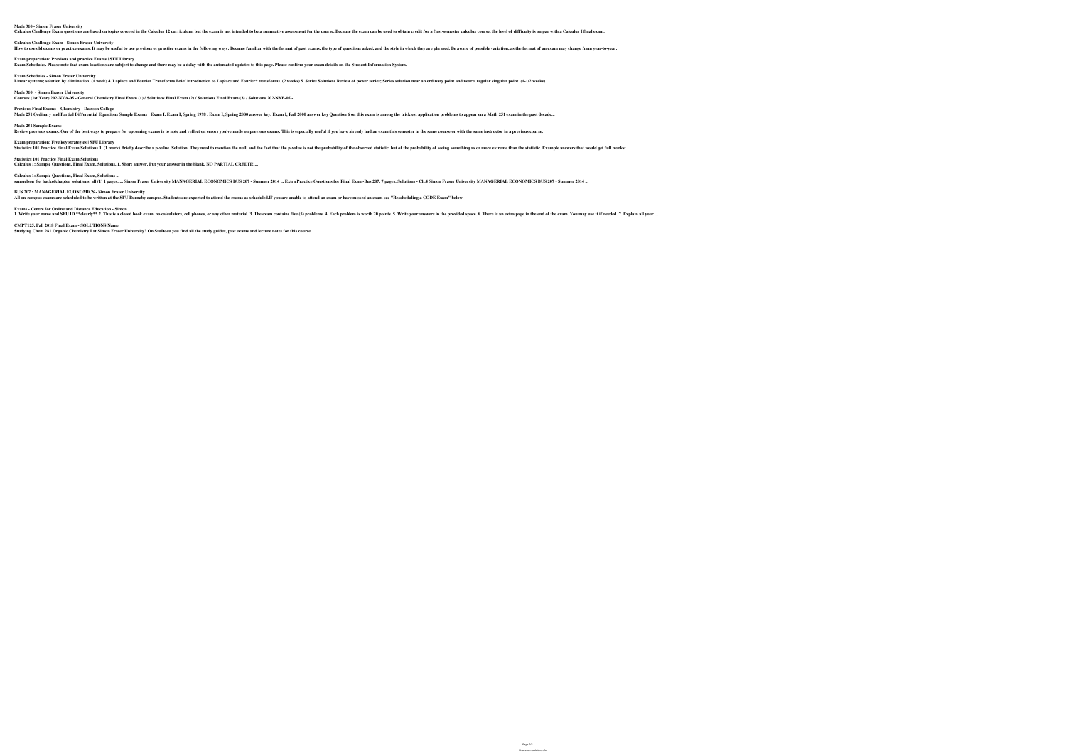**Math 310 - Simon Fraser University**

Calculus Challenge Exam questions are based on topics covered in the Calculus 12 curriculum, but the exam is not intended to be a summative assessment for the course. Because the exam can be used to obtain credit for a first-semester calculus course, the level of difficulty is on par with a Calculus I final exam.

**Calculus Challenge Exam - Simon Fraser University**

How to use old exams or practice exams. It may be useful to use previous or practice exams in the following ways: Become familiar with the format of past exams, the type of questions asked, and the style in which they are phrased. Be aware of possible variation, as the format of an exam may change from year-to-year.

**Exam preparation: Previous and practice Exams | SFU Library**

Exam Schedules. Please note that exam locations are subject to change and there may be a delay with the automated updates to this page. Please confirm your exam details on the Student Information System.

**Exam Schedules - Simon Fraser University**

Linear systems; solution by elimination. (1 week) 4. Laplace and Fourier Transforms Brief introduction to Laplace and Fourier* transforms. (2 weeks) 5. Series Solutions Review of power series; Series solution near an ordinary point and near a regular singular point. (1-1/2 weeks)

**Math 310: - Simon Fraser University**

Courses (1st Year) 202-NYA-05 - General Chemistry Final Exam (1) / Solutions Final Exam (2) / Solutions Final Exam (3) / Solutions 202-NYB-05 -

**Previous Final Exams – Chemistry - Dawson College**

Math 251 Ordinary and Partial Differential Equations Sample Exams : Exam I. Exam I, Spring 1998 . Exam I, Spring 2000 answer key. Exam I, Fall 2000 answer key Question 6 on this exam is among the trickiest application problems to appear on a Math 251 exam in the past decade...

**Math 251 Sample Exams**

Review previous exams. One of the best ways to prepare for upcoming exams is to note and reflect on errors you've made on previous exams. This is especially useful if you have already had an exam this semester in the same course or with the same instructor in a previous course.

**Exam preparation: Five key strategies | SFU Library**

Statistics 101 Practice Final Exam Solutions 1. (1 mark) Briefly describe a p-value. Solution: They need to mention the null, and the fact that the p-value is not the probability of the observed statistic, but of the probability of seeing something as or more extreme than the statistic. Example answers that would get full marks:

**Statistics 101 Practice Final Exam Solutions**

Calculus 1: Sample Questions, Final Exam, Solutions. 1. Short answer. Put your answer in the blank. NO PARTIAL CREDIT! ...

**Calculus 1: Sample Questions, Final Exam, Solutions ...**

samuelson_8e_backofchapter_solutions_all (1) 1 pages. ... Simon Fraser University MANAGERIAL ECONOMICS BUS 207 - Summer 2014 ... Extra Practice Questions for Final Exam-Bus 207. 7 pages. Solutions - Ch.4 Simon Fraser University MANAGERIAL ECONOMICS BUS 207 - Summer 2014 ...

**BUS 207 : MANAGERIAL ECONOMICS - Simon Fraser University**

All on-campus exams are scheduled to be written at the SFU Burnaby campus. Students are expected to attend the exams as scheduled.If you are unable to attend an exam or have missed an exam see "Rescheduling a CODE Exam" below.

**Exams - Centre for Online and Distance Education - Simon ...**

1. Write your name and SFU ID **clearly** 2. This is a closed book exam, no calculators, cell phones, or any other material. 3. The exam contains five (5) problems. 4. Each problem is worth 20 points. 5. Write your answers in the provided space. 6. There is an extra page in the end of the exam. You may use it if needed. 7. Explain all your ...

**CMPT125, Fall 2018 Final Exam - SOLUTIONS Name**

Studying Chem 281 Organic Chemistry I at Simon Fraser University? On StuDocu you find all the study guides, past exams and lecture notes for this course